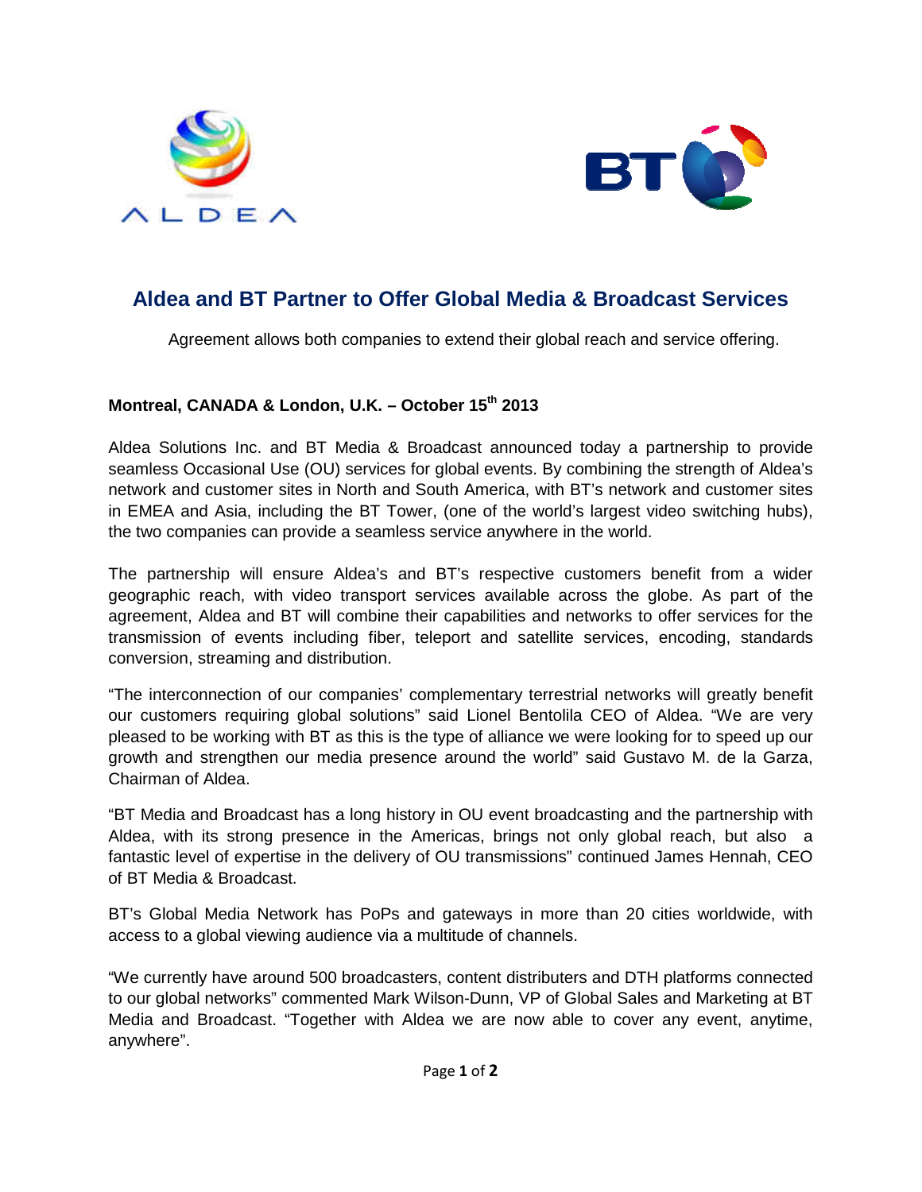# Aldea and BT Partner to Offer Global Media & Broadcast Services

Agreement allows both companies to extend their global reach and service offering.

**Montreal, CANADA & London, U.K. – October 15th 2013**

Aldea Solutions Inc. and BT Media & Broadcast announced today a partnership to provide seamless Occasional Use (OU) services for global events. By combining the strength of Aldea's network and customer sites in North and South America, with BT's network and customer sites in EMEA and Asia, including the BT Tower, (one of the world's largest video switching hubs), the two companies can provide a seamless service anywhere in the world.

The partnership will ensure Aldea's and BT's respective customers benefit from a wider geographic reach, with video transport services available across the globe. As part of the agreement, Aldea and BT will combine their capabilities and networks to offer services for the transmission of events including fiber, teleport and satellite services, encoding, standards conversion, streaming and distribution.

"The interconnection of our companies' complementary terrestrial networks will greatly benefit our customers requiring global solutions" said Lionel Bentolila CEO of Aldea. "We are very pleased to be working with BT as this is the type of alliance we were looking for to speed up our growth and strengthen our media presence around the world" said Gustavo M. de la Garza, Chairman of Aldea.

"BT Media and Broadcast has a long history in OU event broadcasting and the partnership with Aldea, with its strong presence in the Americas, brings not only global reach, but also a fantastic level of expertise in the delivery of OU transmissions" continued James Hennah, CEO of BT Media & Broadcast.

BT's Global Media Network has PoPs and gateways in more than 20 cities worldwide, with access to a global viewing audience via a multitude of channels.

"We currently have around 500 broadcasters, content distributers and DTH platforms connected to our global networks" commented Mark Wilson-Dunn, VP of Global Sales and Marketing at BT Media and Broadcast. "Together with Aldea we are now able to cover any event, anytime, anywhere".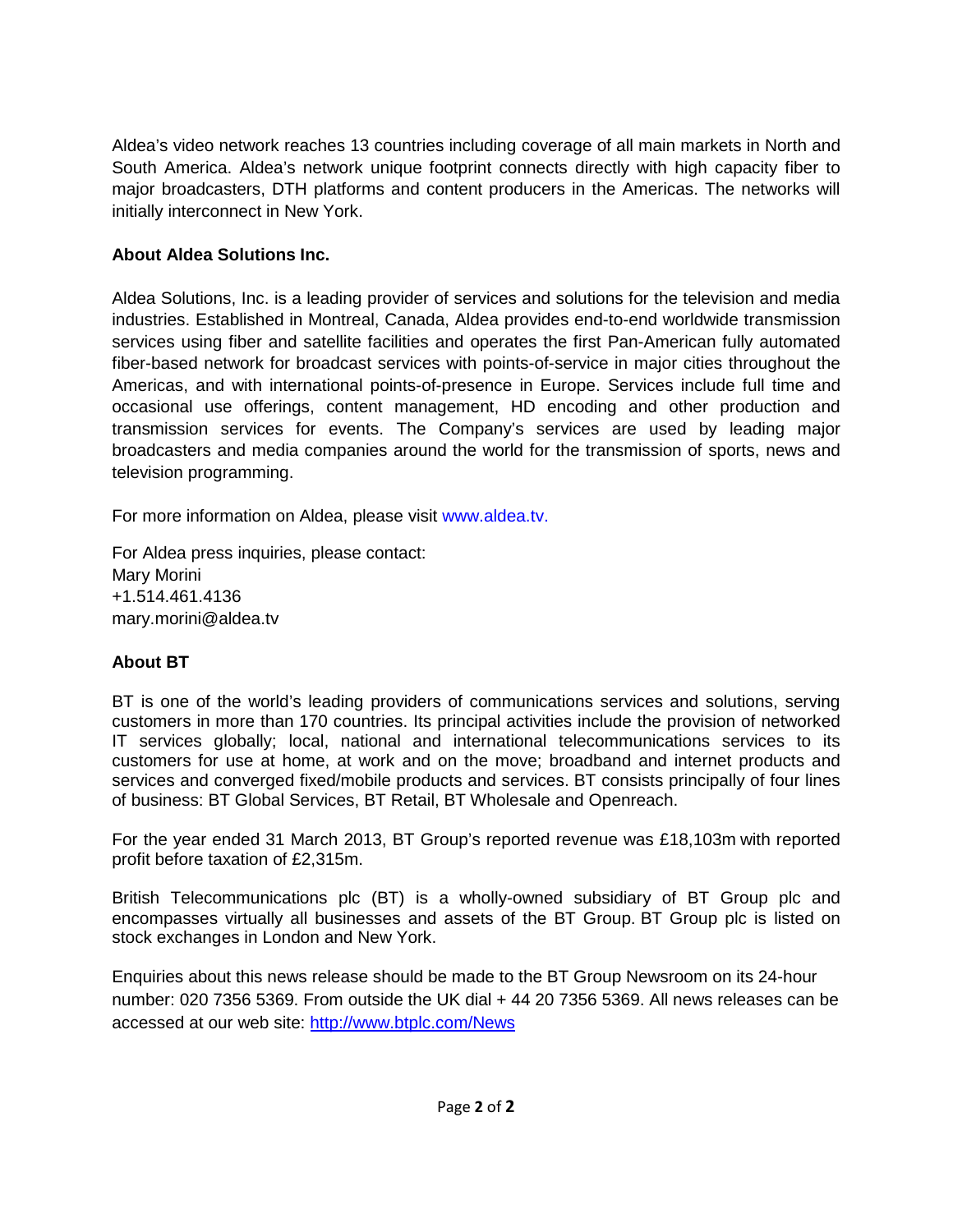Aldea's video network reaches 13 countries including coverage of all main markets in North and South America. Aldea's network unique footprint connects directly with high capacity fiber to major broadcasters, DTH platforms and content producers in the Americas. The networks will initially interconnect in New York.

**About Aldea Solutions Inc.**

Aldea Solutions, Inc. is a leading provider of services and solutions for the television and media industries. Established in Montreal, Canada, Aldea provides end-to-end worldwide transmission services using fiber and satellite facilities and operates the first Pan-American fully automated fiber-based network for broadcast services with points-of-service in major cities throughout the Americas, and with international points-of-presence in Europe. Services include full time and occasional use offerings, content management, HD encoding and other production and transmission services for events. The Company's services are used by leading major broadcasters and media companies around the world for the transmission of sports, news and television programming.

For more information on Aldea, please visit www.aldea.tv.

For Aldea press inquiries, please contact:
Mary Morini
+1.514.461.4136
mary.morini@aldea.tv

**About BT**

BT is one of the world's leading providers of communications services and solutions, serving customers in more than 170 countries. Its principal activities include the provision of networked IT services globally; local, national and international telecommunications services to its customers for use at home, at work and on the move; broadband and internet products and services and converged fixed/mobile products and services. BT consists principally of four lines of business: BT Global Services, BT Retail, BT Wholesale and Openreach.

For the year ended 31 March 2013, BT Group's reported revenue was £18,103m with reported profit before taxation of £2,315m.

British Telecommunications plc (BT) is a wholly-owned subsidiary of BT Group plc and encompasses virtually all businesses and assets of the BT Group. BT Group plc is listed on stock exchanges in London and New York.

Enquiries about this news release should be made to the BT Group Newsroom on its 24-hour number: 020 7356 5369. From outside the UK dial + 44 20 7356 5369. All news releases can be accessed at our web site: http://www.btplc.com/News